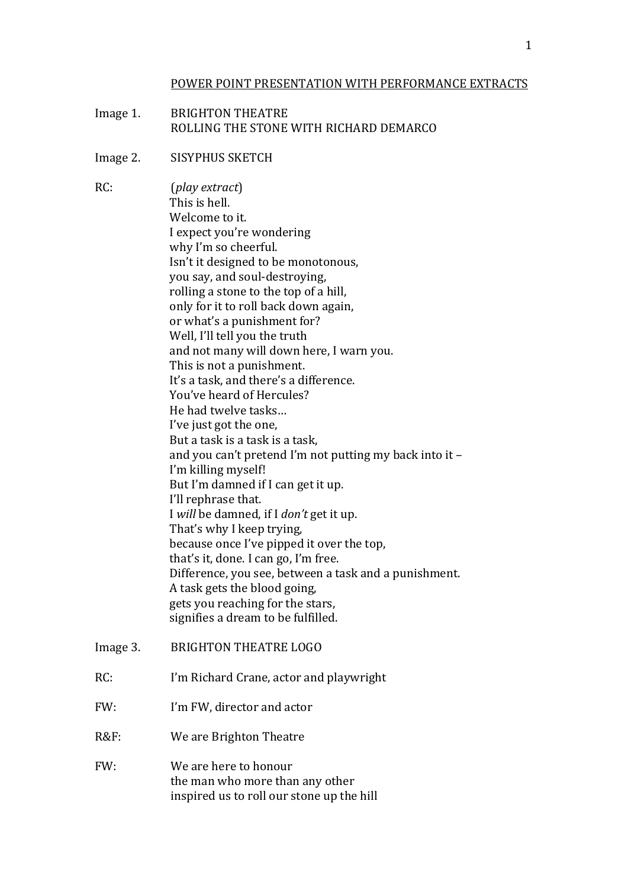# POWER POINT PRESENTATION WITH PERFORMANCE EXTRACTS

Image 1. BRIGHTON THEATRE
ROLLING THE STONE WITH RICHARD DEMARCO

Image 2. SISYPHUS SKETCH

RC: (*play extract*)
This is hell.
Welcome to it.
I expect you're wondering
why I'm so cheerful.
Isn't it designed to be monotonous,
you say, and soul-destroying,
rolling a stone to the top of a hill,
only for it to roll back down again,
or what's a punishment for?
Well, I'll tell you the truth
and not many will down here, I warn you.
This is not a punishment.
It's a task, and there's a difference.
You've heard of Hercules?
He had twelve tasks…
I've just got the one,
But a task is a task is a task,
and you can't pretend I'm not putting my back into it –
I'm killing myself!
But I'm damned if I can get it up.
I'll rephrase that.
I *will* be damned, if I *don't* get it up.
That's why I keep trying,
because once I've pipped it over the top,
that's it, done. I can go, I'm free.
Difference, you see, between a task and a punishment.
A task gets the blood going,
gets you reaching for the stars,
signifies a dream to be fulfilled.

Image 3. BRIGHTON THEATRE LOGO

RC: I'm Richard Crane, actor and playwright

FW: I'm FW, director and actor

R&F: We are Brighton Theatre

FW: We are here to honour
the man who more than any other
inspired us to roll our stone up the hill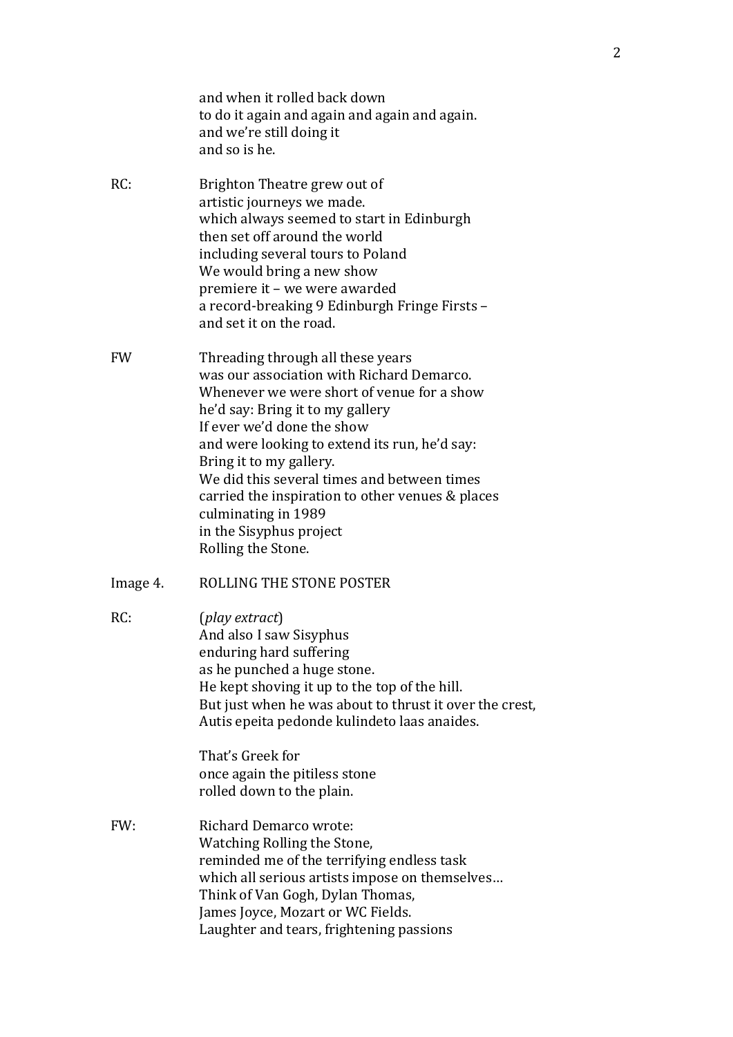and when it rolled back down
to do it again and again and again and again.
and we're still doing it
and so is he.

RC: Brighton Theatre grew out of
artistic journeys we made.
which always seemed to start in Edinburgh
then set off around the world
including several tours to Poland
We would bring a new show
premiere it – we were awarded
a record-breaking 9 Edinburgh Fringe Firsts –
and set it on the road.

FW Threading through all these years
was our association with Richard Demarco.
Whenever we were short of venue for a show
he'd say: Bring it to my gallery
If ever we'd done the show
and were looking to extend its run, he'd say:
Bring it to my gallery.
We did this several times and between times
carried the inspiration to other venues & places
culminating in 1989
in the Sisyphus project
Rolling the Stone.

Image 4. ROLLING THE STONE POSTER

RC: (*play extract*)
And also I saw Sisyphus
enduring hard suffering
as he punched a huge stone.
He kept shoving it up to the top of the hill.
But just when he was about to thrust it over the crest,
Autis epeita pedonde kulindeto laas anaides.

That's Greek for
once again the pitiless stone
rolled down to the plain.

FW: Richard Demarco wrote:
Watching Rolling the Stone,
reminded me of the terrifying endless task
which all serious artists impose on themselves…
Think of Van Gogh, Dylan Thomas,
James Joyce, Mozart or WC Fields.
Laughter and tears, frightening passions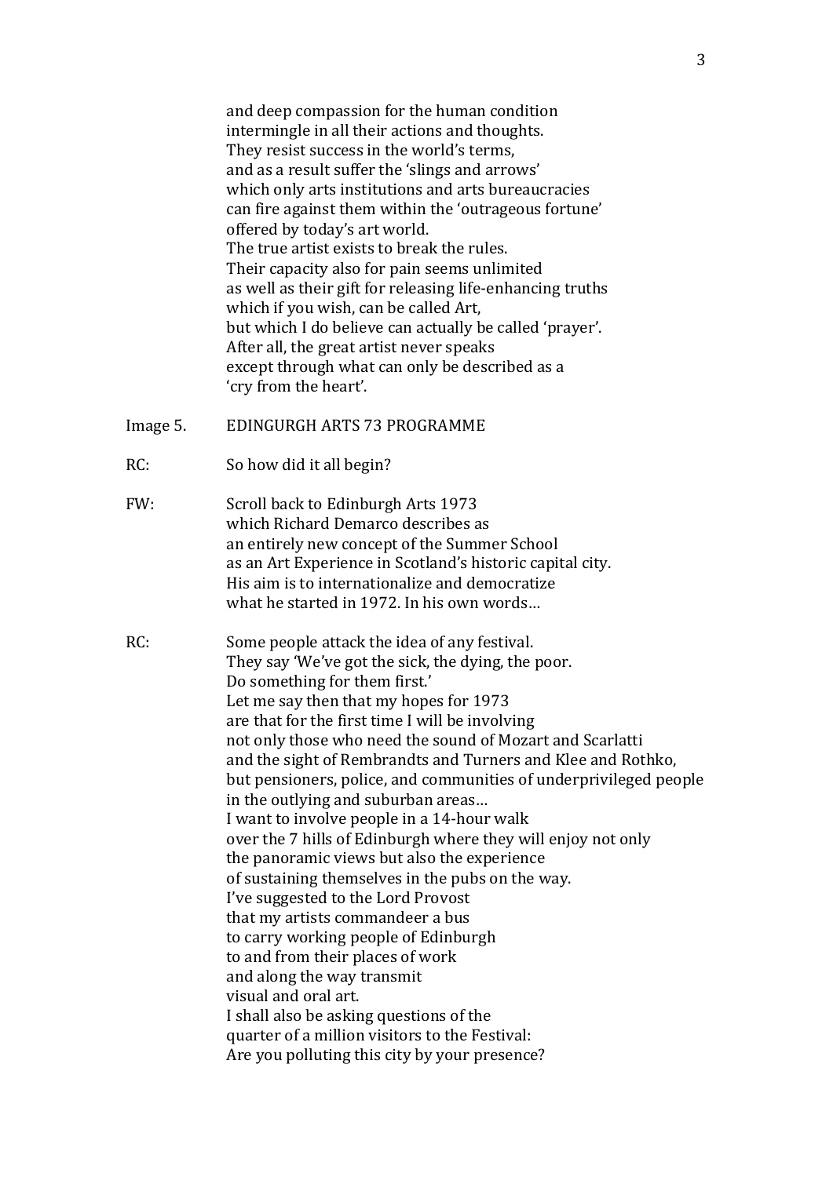and deep compassion for the human condition
intermingle in all their actions and thoughts.
They resist success in the world's terms,
and as a result suffer the 'slings and arrows'
which only arts institutions and arts bureaucracies
can fire against them within the 'outrageous fortune'
offered by today's art world.
The true artist exists to break the rules.
Their capacity also for pain seems unlimited
as well as their gift for releasing life-enhancing truths
which if you wish, can be called Art,
but which I do believe can actually be called 'prayer'.
After all, the great artist never speaks
except through what can only be described as a
'cry from the heart'.

Image 5. EDINGURGH ARTS 73 PROGRAMME

RC: So how did it all begin?

FW: Scroll back to Edinburgh Arts 1973
which Richard Demarco describes as
an entirely new concept of the Summer School
as an Art Experience in Scotland's historic capital city.
His aim is to internationalize and democratize
what he started in 1972. In his own words…

RC: Some people attack the idea of any festival.
They say 'We've got the sick, the dying, the poor.
Do something for them first.'
Let me say then that my hopes for 1973
are that for the first time I will be involving
not only those who need the sound of Mozart and Scarlatti
and the sight of Rembrandts and Turners and Klee and Rothko,
but pensioners, police, and communities of underprivileged people
in the outlying and suburban areas…
I want to involve people in a 14-hour walk
over the 7 hills of Edinburgh where they will enjoy not only
the panoramic views but also the experience
of sustaining themselves in the pubs on the way.
I've suggested to the Lord Provost
that my artists commandeer a bus
to carry working people of Edinburgh
to and from their places of work
and along the way transmit
visual and oral art.
I shall also be asking questions of the
quarter of a million visitors to the Festival:
Are you polluting this city by your presence?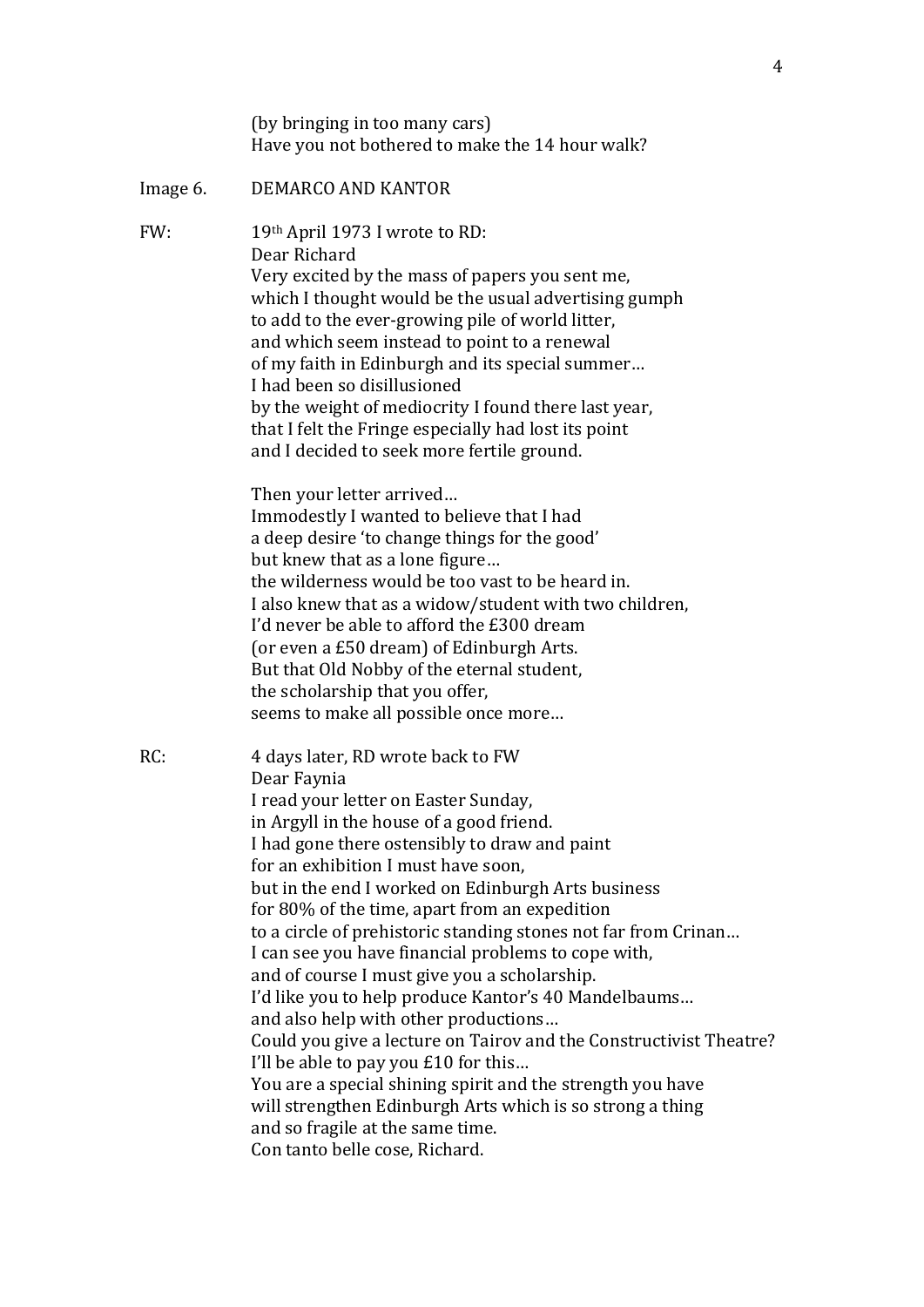(by bringing in too many cars)
Have you not bothered to make the 14 hour walk?

Image 6. DEMARCO AND KANTOR

FW: 19th April 1973 I wrote to RD:
Dear Richard
Very excited by the mass of papers you sent me,
which I thought would be the usual advertising gumph
to add to the ever-growing pile of world litter,
and which seem instead to point to a renewal
of my faith in Edinburgh and its special summer…
I had been so disillusioned
by the weight of mediocrity I found there last year,
that I felt the Fringe especially had lost its point
and I decided to seek more fertile ground.

Then your letter arrived…
Immodestly I wanted to believe that I had
a deep desire 'to change things for the good'
but knew that as a lone figure…
the wilderness would be too vast to be heard in.
I also knew that as a widow/student with two children,
I'd never be able to afford the £300 dream
(or even a £50 dream) of Edinburgh Arts.
But that Old Nobby of the eternal student,
the scholarship that you offer,
seems to make all possible once more…

RC: 4 days later, RD wrote back to FW
Dear Faynia
I read your letter on Easter Sunday,
in Argyll in the house of a good friend.
I had gone there ostensibly to draw and paint
for an exhibition I must have soon,
but in the end I worked on Edinburgh Arts business
for 80% of the time, apart from an expedition
to a circle of prehistoric standing stones not far from Crinan…
I can see you have financial problems to cope with,
and of course I must give you a scholarship.
I'd like you to help produce Kantor's 40 Mandelbaums…
and also help with other productions…
Could you give a lecture on Tairov and the Constructivist Theatre?
I'll be able to pay you £10 for this…
You are a special shining spirit and the strength you have
will strengthen Edinburgh Arts which is so strong a thing
and so fragile at the same time.
Con tanto belle cose, Richard.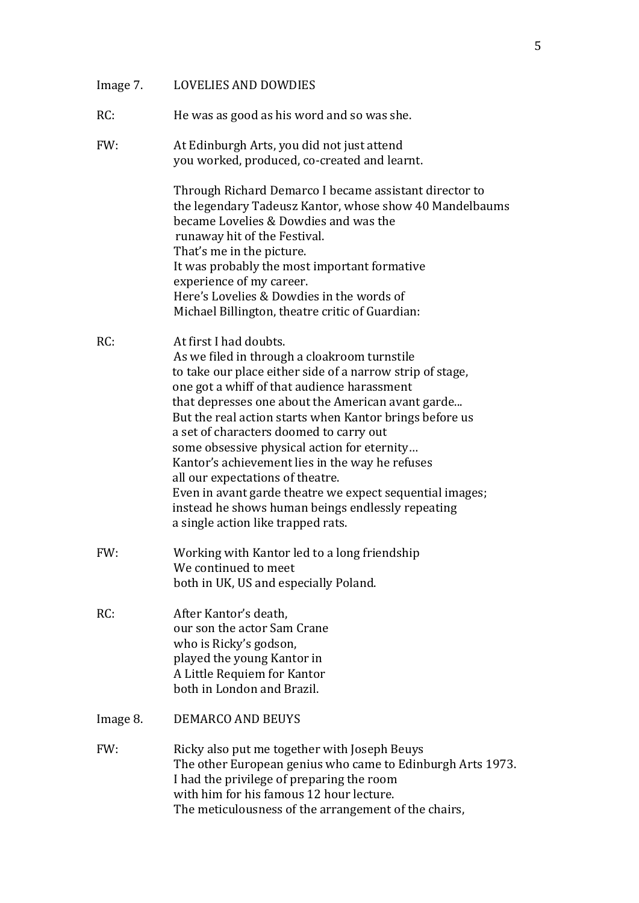Image 7. LOVELIES AND DOWDIES

RC: He was as good as his word and so was she.

FW: At Edinburgh Arts, you did not just attend
you worked, produced, co-created and learnt.

Through Richard Demarco I became assistant director to
the legendary Tadeusz Kantor, whose show 40 Mandelbaums
became Lovelies & Dowdies and was the
runaway hit of the Festival.
That's me in the picture.
It was probably the most important formative
experience of my career.
Here's Lovelies & Dowdies in the words of
Michael Billington, theatre critic of Guardian:

RC: At first I had doubts.
As we filed in through a cloakroom turnstile
to take our place either side of a narrow strip of stage,
one got a whiff of that audience harassment
that depresses one about the American avant garde...
But the real action starts when Kantor brings before us
a set of characters doomed to carry out
some obsessive physical action for eternity…
Kantor's achievement lies in the way he refuses
all our expectations of theatre.
Even in avant garde theatre we expect sequential images;
instead he shows human beings endlessly repeating
a single action like trapped rats.

FW: Working with Kantor led to a long friendship
We continued to meet
both in UK, US and especially Poland.

RC: After Kantor's death,
our son the actor Sam Crane
who is Ricky's godson,
played the young Kantor in
A Little Requiem for Kantor
both in London and Brazil.

Image 8. DEMARCO AND BEUYS

FW: Ricky also put me together with Joseph Beuys
The other European genius who came to Edinburgh Arts 1973.
I had the privilege of preparing the room
with him for his famous 12 hour lecture.
The meticulousness of the arrangement of the chairs,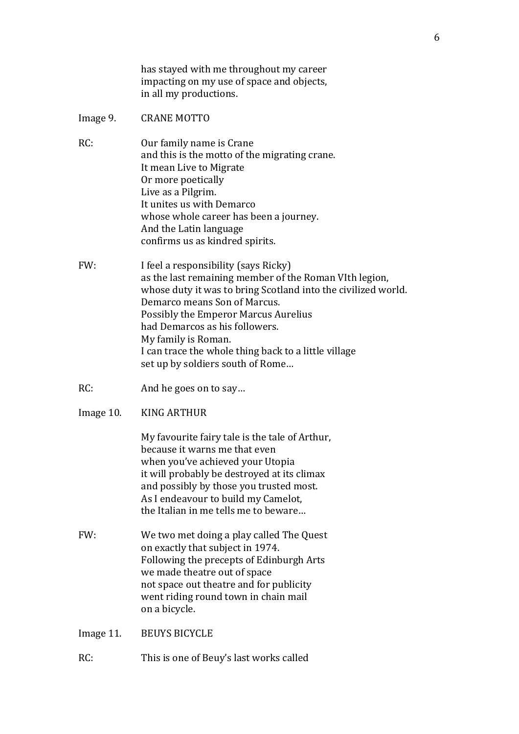has stayed with me throughout my career
impacting on my use of space and objects,
in all my productions.

Image 9. CRANE MOTTO

RC: Our family name is Crane
and this is the motto of the migrating crane.
It mean Live to Migrate
Or more poetically
Live as a Pilgrim.
It unites us with Demarco
whose whole career has been a journey.
And the Latin language
confirms us as kindred spirits.

FW: I feel a responsibility (says Ricky)
as the last remaining member of the Roman VIth legion,
whose duty it was to bring Scotland into the civilized world.
Demarco means Son of Marcus.
Possibly the Emperor Marcus Aurelius
had Demarcos as his followers.
My family is Roman.
I can trace the whole thing back to a little village
set up by soldiers south of Rome…

RC: And he goes on to say…

Image 10. KING ARTHUR

My favourite fairy tale is the tale of Arthur,
because it warns me that even
when you've achieved your Utopia
it will probably be destroyed at its climax
and possibly by those you trusted most.
As I endeavour to build my Camelot,
the Italian in me tells me to beware…

FW: We two met doing a play called The Quest
on exactly that subject in 1974.
Following the precepts of Edinburgh Arts
we made theatre out of space
not space out theatre and for publicity
went riding round town in chain mail
on a bicycle.

Image 11. BEUYS BICYCLE

RC: This is one of Beuy's last works called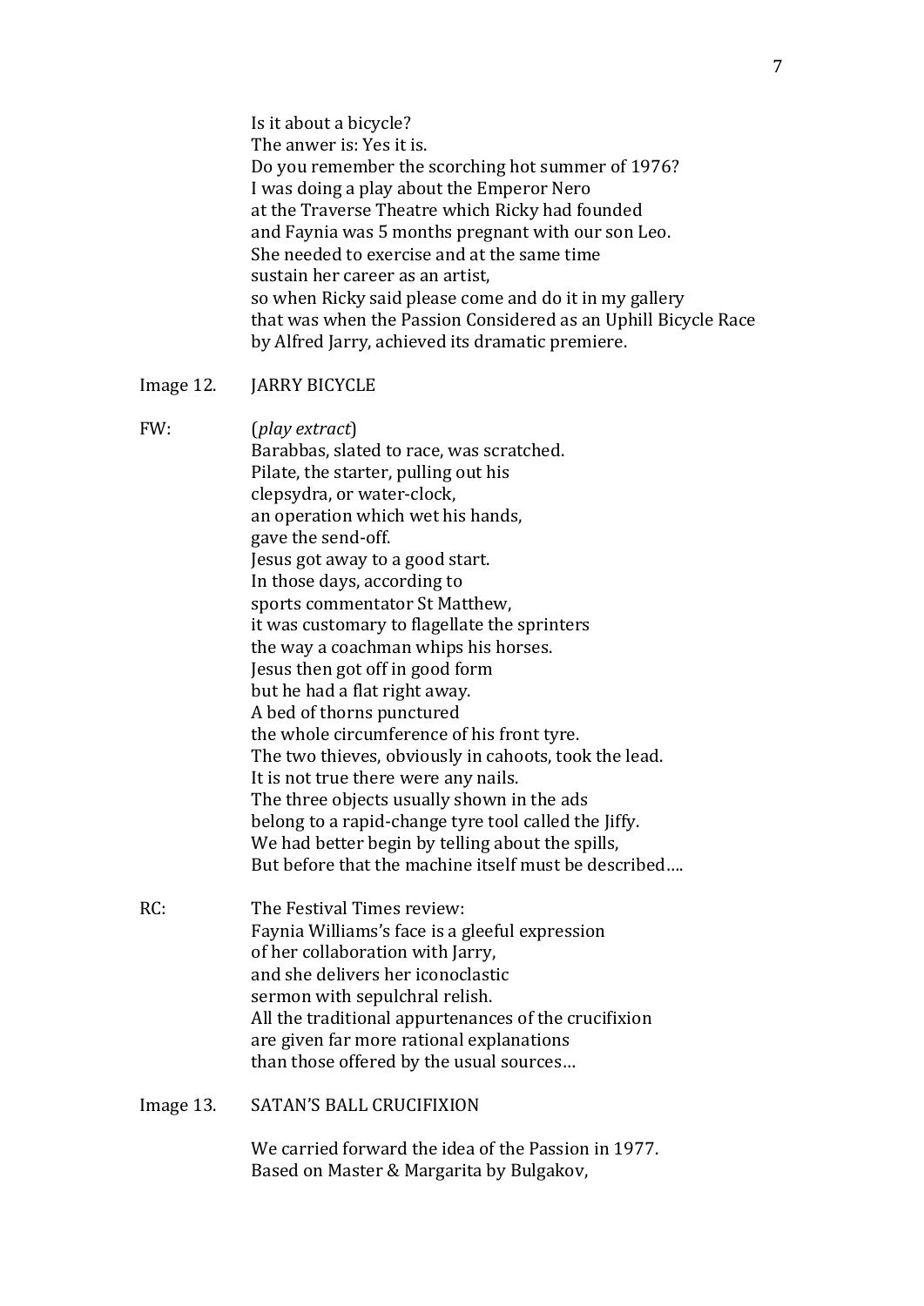Is it about a bicycle?  
The anwer is: Yes it is.  
Do you remember the scorching hot summer of 1976?  
I was doing a play about the Emperor Nero  
at the Traverse Theatre which Ricky had founded  
and Faynia was 5 months pregnant with our son Leo.  
She needed to exercise and at the same time  
sustain her career as an artist,  
so when Ricky said please come and do it in my gallery  
that was when the Passion Considered as an Uphill Bicycle Race  
by Alfred Jarry, achieved its dramatic premiere.

Image 12. JARRY BICYCLE

FW: (*play extract*)  
Barabbas, slated to race, was scratched.  
Pilate, the starter, pulling out his  
clepsydra, or water-clock,  
an operation which wet his hands,  
gave the send-off.  
Jesus got away to a good start.  
In those days, according to  
sports commentator St Matthew,  
it was customary to flagellate the sprinters  
the way a coachman whips his horses.  
Jesus then got off in good form  
but he had a flat right away.  
A bed of thorns punctured  
the whole circumference of his front tyre.  
The two thieves, obviously in cahoots, took the lead.  
It is not true there were any nails.  
The three objects usually shown in the ads  
belong to a rapid-change tyre tool called the Jiffy.  
We had better begin by telling about the spills,  
But before that the machine itself must be described….

RC: The Festival Times review:  
Faynia Williams's face is a gleeful expression  
of her collaboration with Jarry,  
and she delivers her iconoclastic  
sermon with sepulchral relish.  
All the traditional appurtenances of the crucifixion  
are given far more rational explanations  
than those offered by the usual sources…

Image 13. SATAN'S BALL CRUCIFIXION

We carried forward the idea of the Passion in 1977.  
Based on Master & Margarita by Bulgakov,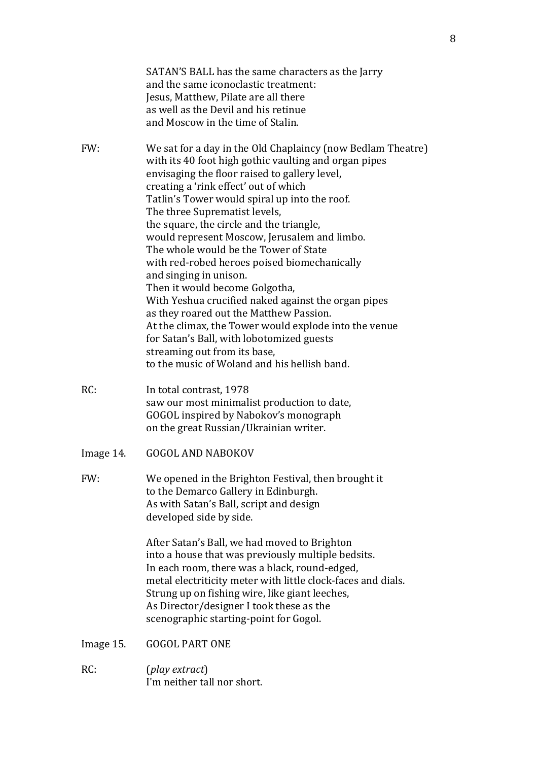SATAN'S BALL has the same characters as the Jarry
and the same iconoclastic treatment:
Jesus, Matthew, Pilate are all there
as well as the Devil and his retinue
and Moscow in the time of Stalin.

FW: We sat for a day in the Old Chaplaincy (now Bedlam Theatre)
with its 40 foot high gothic vaulting and organ pipes
envisaging the floor raised to gallery level,
creating a 'rink effect' out of which
Tatlin's Tower would spiral up into the roof.
The three Suprematist levels,
the square, the circle and the triangle,
would represent Moscow, Jerusalem and limbo.
The whole would be the Tower of State
with red-robed heroes poised biomechanically
and singing in unison.
Then it would become Golgotha,
With Yeshua crucified naked against the organ pipes
as they roared out the Matthew Passion.
At the climax, the Tower would explode into the venue
for Satan's Ball, with lobotomized guests
streaming out from its base,
to the music of Woland and his hellish band.

RC: In total contrast, 1978
saw our most minimalist production to date,
GOGOL inspired by Nabokov's monograph
on the great Russian/Ukrainian writer.

Image 14. GOGOL AND NABOKOV

FW: We opened in the Brighton Festival, then brought it
to the Demarco Gallery in Edinburgh.
As with Satan's Ball, script and design
developed side by side.

After Satan's Ball, we had moved to Brighton
into a house that was previously multiple bedsits.
In each room, there was a black, round-edged,
metal electriticity meter with little clock-faces and dials.
Strung up on fishing wire, like giant leeches,
As Director/designer I took these as the
scenographic starting-point for Gogol.

Image 15. GOGOL PART ONE

RC: (*play extract*)
I'm neither tall nor short.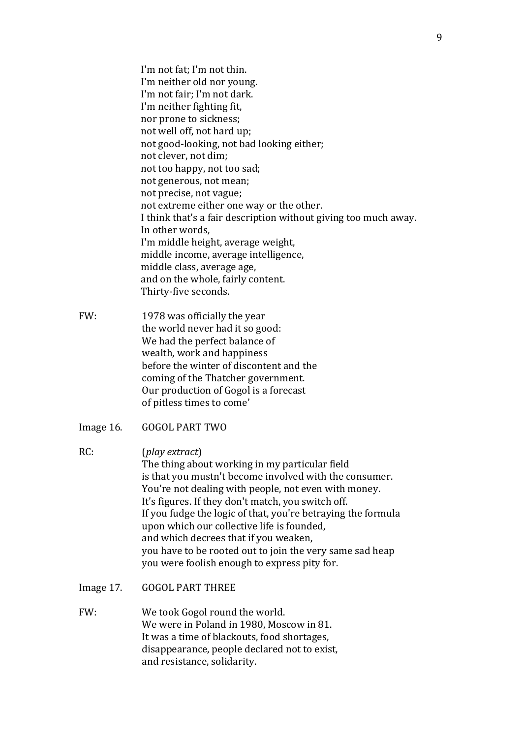I'm not fat; I'm not thin.  
I'm neither old nor young.  
I'm not fair; I'm not dark.  
I'm neither fighting fit,  
nor prone to sickness;  
not well off, not hard up;  
not good-looking, not bad looking either;  
not clever, not dim;  
not too happy, not too sad;  
not generous, not mean;  
not precise, not vague;  
not extreme either one way or the other.  
I think that's a fair description without giving too much away.  
In other words,  
I'm middle height, average weight,  
middle income, average intelligence,  
middle class, average age,  
and on the whole, fairly content.  
Thirty-five seconds.

FW: 1978 was officially the year  
the world never had it so good:  
We had the perfect balance of  
wealth, work and happiness  
before the winter of discontent and the  
coming of the Thatcher government.  
Our production of Gogol is a forecast  
of pitless times to come'

Image 16. GOGOL PART TWO

RC: (*play extract*)  
The thing about working in my particular field  
is that you mustn't become involved with the consumer.  
You're not dealing with people, not even with money.  
It's figures. If they don't match, you switch off.  
If you fudge the logic of that, you're betraying the formula  
upon which our collective life is founded,  
and which decrees that if you weaken,  
you have to be rooted out to join the very same sad heap  
you were foolish enough to express pity for.

Image 17. GOGOL PART THREE

FW: We took Gogol round the world.  
We were in Poland in 1980, Moscow in 81.  
It was a time of blackouts, food shortages,  
disappearance, people declared not to exist,  
and resistance, solidarity.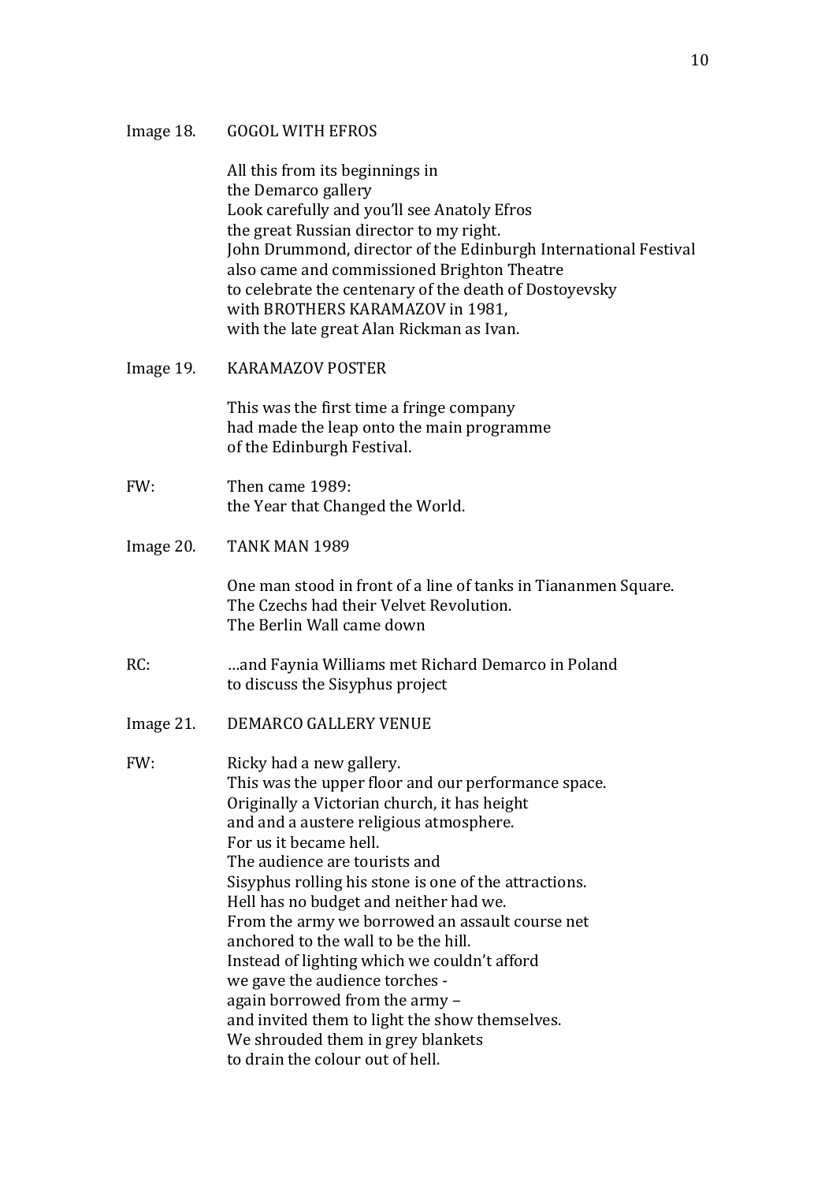Image 18. GOGOL WITH EFROS

All this from its beginnings in
the Demarco gallery
Look carefully and you'll see Anatoly Efros
the great Russian director to my right.
John Drummond, director of the Edinburgh International Festival
also came and commissioned Brighton Theatre
to celebrate the centenary of the death of Dostoyevsky
with BROTHERS KARAMAZOV in 1981,
with the late great Alan Rickman as Ivan.

Image 19. KARAMAZOV POSTER

This was the first time a fringe company
had made the leap onto the main programme
of the Edinburgh Festival.

FW: Then came 1989:
the Year that Changed the World.

Image 20. TANK MAN 1989

One man stood in front of a line of tanks in Tiananmen Square.
The Czechs had their Velvet Revolution.
The Berlin Wall came down

RC: …and Faynia Williams met Richard Demarco in Poland
to discuss the Sisyphus project

Image 21. DEMARCO GALLERY VENUE

FW: Ricky had a new gallery.
This was the upper floor and our performance space.
Originally a Victorian church, it has height
and and a austere religious atmosphere.
For us it became hell.
The audience are tourists and
Sisyphus rolling his stone is one of the attractions.
Hell has no budget and neither had we.
From the army we borrowed an assault course net
anchored to the wall to be the hill.
Instead of lighting which we couldn't afford
we gave the audience torches -
again borrowed from the army –
and invited them to light the show themselves.
We shrouded them in grey blankets
to drain the colour out of hell.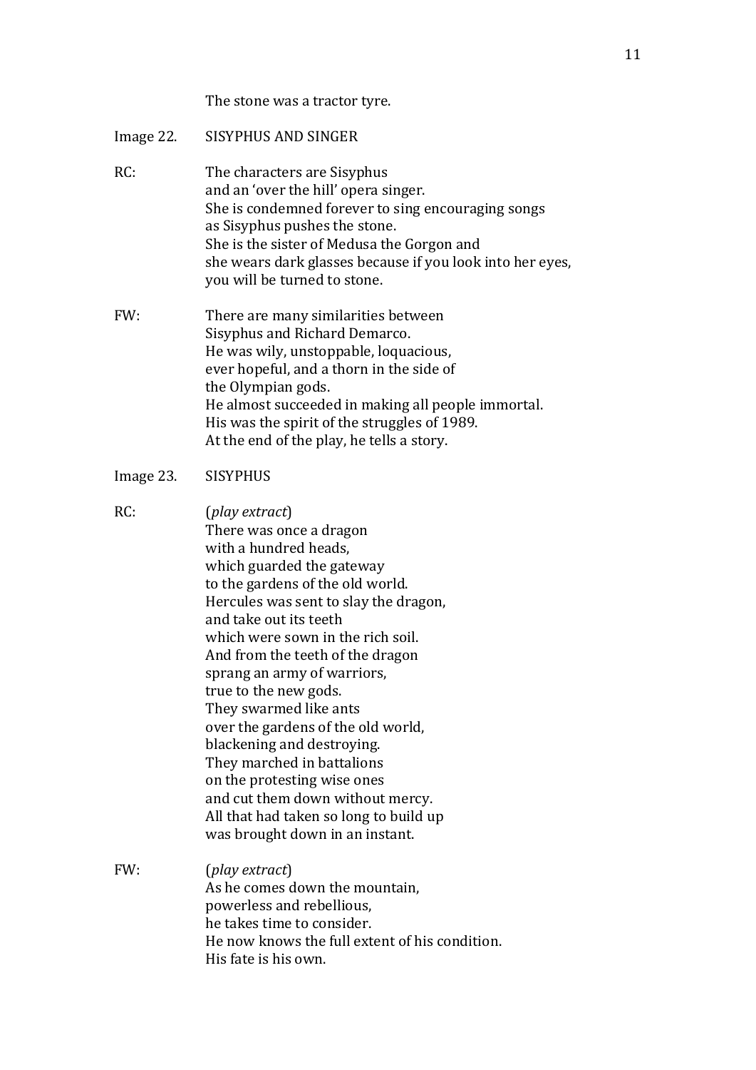The stone was a tractor tyre.

Image 22. SISYPHUS AND SINGER

RC: The characters are Sisyphus
and an 'over the hill' opera singer.
She is condemned forever to sing encouraging songs
as Sisyphus pushes the stone.
She is the sister of Medusa the Gorgon and
she wears dark glasses because if you look into her eyes,
you will be turned to stone.

FW: There are many similarities between
Sisyphus and Richard Demarco.
He was wily, unstoppable, loquacious,
ever hopeful, and a thorn in the side of
the Olympian gods.
He almost succeeded in making all people immortal.
His was the spirit of the struggles of 1989.
At the end of the play, he tells a story.

Image 23. SISYPHUS

RC: (*play extract*)
There was once a dragon
with a hundred heads,
which guarded the gateway
to the gardens of the old world.
Hercules was sent to slay the dragon,
and take out its teeth
which were sown in the rich soil.
And from the teeth of the dragon
sprang an army of warriors,
true to the new gods.
They swarmed like ants
over the gardens of the old world,
blackening and destroying.
They marched in battalions
on the protesting wise ones
and cut them down without mercy.
All that had taken so long to build up
was brought down in an instant.

FW: (*play extract*)
As he comes down the mountain,
powerless and rebellious,
he takes time to consider.
He now knows the full extent of his condition.
His fate is his own.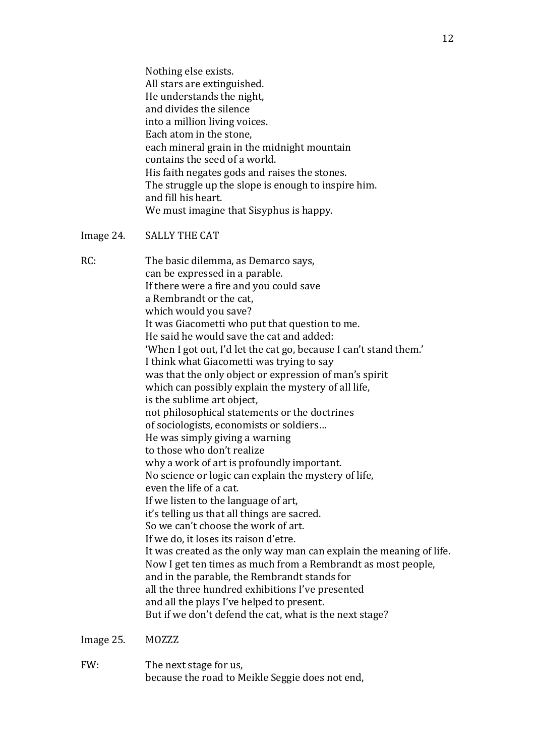Nothing else exists.
All stars are extinguished.
He understands the night,
and divides the silence
into a million living voices.
Each atom in the stone,
each mineral grain in the midnight mountain
contains the seed of a world.
His faith negates gods and raises the stones.
The struggle up the slope is enough to inspire him.
and fill his heart.
We must imagine that Sisyphus is happy.

Image 24. SALLY THE CAT

RC: The basic dilemma, as Demarco says,
can be expressed in a parable.
If there were a fire and you could save
a Rembrandt or the cat,
which would you save?
It was Giacometti who put that question to me.
He said he would save the cat and added:
'When I got out, I'd let the cat go, because I can't stand them.'
I think what Giacometti was trying to say
was that the only object or expression of man's spirit
which can possibly explain the mystery of all life,
is the sublime art object,
not philosophical statements or the doctrines
of sociologists, economists or soldiers…
He was simply giving a warning
to those who don't realize
why a work of art is profoundly important.
No science or logic can explain the mystery of life,
even the life of a cat.
If we listen to the language of art,
it's telling us that all things are sacred.
So we can't choose the work of art.
If we do, it loses its raison d'etre.
It was created as the only way man can explain the meaning of life.
Now I get ten times as much from a Rembrandt as most people,
and in the parable, the Rembrandt stands for
all the three hundred exhibitions I've presented
and all the plays I've helped to present.
But if we don't defend the cat, what is the next stage?

Image 25. MOZZZ

FW: The next stage for us,
because the road to Meikle Seggie does not end,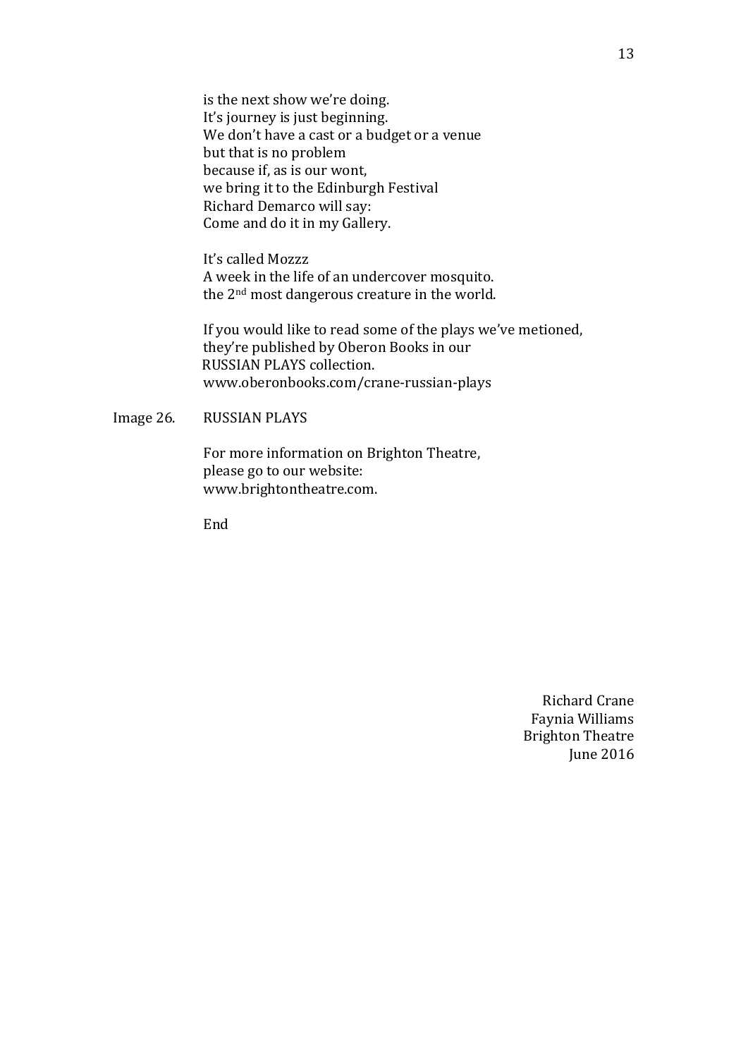is the next show we're doing.
It's journey is just beginning.
We don't have a cast or a budget or a venue
but that is no problem
because if, as is our wont,
we bring it to the Edinburgh Festival
Richard Demarco will say:
Come and do it in my Gallery.

It's called Mozzz
A week in the life of an undercover mosquito.
the 2nd most dangerous creature in the world.

If you would like to read some of the plays we've metioned,
they're published by Oberon Books in our
RUSSIAN PLAYS collection.
www.oberonbooks.com/crane-russian-plays

Image 26. RUSSIAN PLAYS

For more information on Brighton Theatre,
please go to our website:
www.brightontheatre.com.

End

Richard Crane
Faynia Williams
Brighton Theatre
June 2016